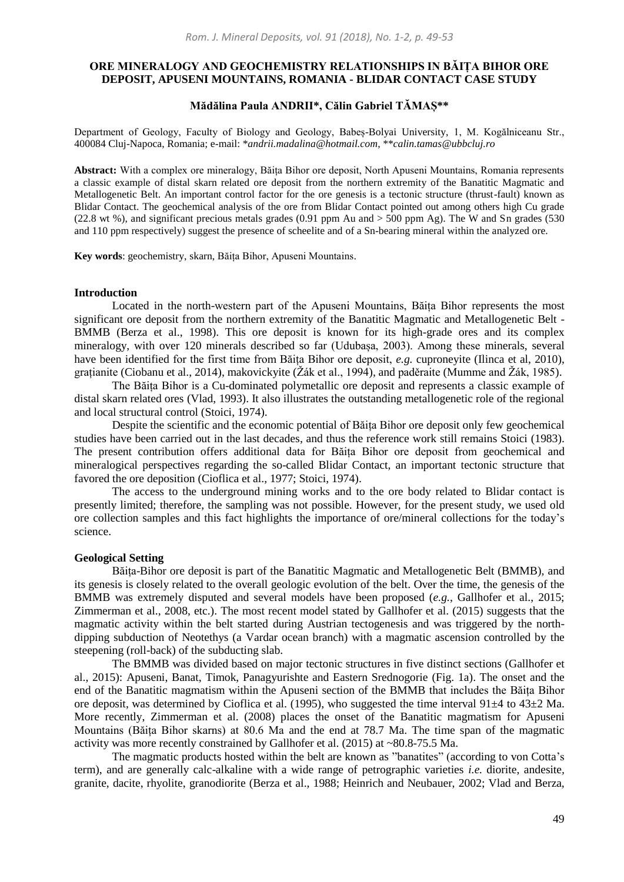# ORE MINERALOGY AND GEOCHEMISTRY RELATIONSHIPS IN BĂIȚA BIHOR ORE DEPOSIT, APUSENI MOUNTAINS, ROMANIA - BLIDAR CONTACT CASE STUDY

**Mădălina Paula ANDRII\*, Călin Gabriel TĂMAȘ\*\***

Department of Geology, Faculty of Biology and Geology, Babeș-Bolyai University, 1, M. Kogălniceanu Str., 400084 Cluj-Napoca, Romania; e-mail: \**andrii.madalina@hotmail.com*, \*\**calin.tamas@ubbcluj.ro*

**Abstract:** With a complex ore mineralogy, Băița Bihor ore deposit, North Apuseni Mountains, Romania represents a classic example of distal skarn related ore deposit from the northern extremity of the Banatitic Magmatic and Metallogenetic Belt. An important control factor for the ore genesis is a tectonic structure (thrust-fault) known as Blidar Contact. The geochemical analysis of the ore from Blidar Contact pointed out among others high Cu grade (22.8 wt %), and significant precious metals grades (0.91 ppm Au and > 500 ppm Ag). The W and Sn grades (530 and 110 ppm respectively) suggest the presence of scheelite and of a Sn-bearing mineral within the analyzed ore.

**Key words**: geochemistry, skarn, Băița Bihor, Apuseni Mountains.

## Introduction

Located in the north-western part of the Apuseni Mountains, Băița Bihor represents the most significant ore deposit from the northern extremity of the Banatitic Magmatic and Metallogenetic Belt - BMMB (Berza et al., 1998). This ore deposit is known for its high-grade ores and its complex mineralogy, with over 120 minerals described so far (Udubașa, 2003). Among these minerals, several have been identified for the first time from Băița Bihor ore deposit, *e.g.* cuproneyite (Ilinca et al, 2010), grațianite (Ciobanu et al., 2014), makovickyite (Žák et al., 1994), and paděraite (Mumme and Žák, 1985).

The Băița Bihor is a Cu-dominated polymetallic ore deposit and represents a classic example of distal skarn related ores (Vlad, 1993). It also illustrates the outstanding metallogenetic role of the regional and local structural control (Stoici, 1974).

Despite the scientific and the economic potential of Băița Bihor ore deposit only few geochemical studies have been carried out in the last decades, and thus the reference work still remains Stoici (1983). The present contribution offers additional data for Băița Bihor ore deposit from geochemical and mineralogical perspectives regarding the so-called Blidar Contact, an important tectonic structure that favored the ore deposition (Cioflica et al., 1977; Stoici, 1974).

The access to the underground mining works and to the ore body related to Blidar contact is presently limited; therefore, the sampling was not possible. However, for the present study, we used old ore collection samples and this fact highlights the importance of ore/mineral collections for the today's science.

## Geological Setting

Băița-Bihor ore deposit is part of the Banatitic Magmatic and Metallogenetic Belt (BMMB), and its genesis is closely related to the overall geologic evolution of the belt. Over the time, the genesis of the BMMB was extremely disputed and several models have been proposed (*e.g.*, Gallhofer et al., 2015; Zimmerman et al., 2008, etc.). The most recent model stated by Gallhofer et al. (2015) suggests that the magmatic activity within the belt started during Austrian tectogenesis and was triggered by the north-dipping subduction of Neotethys (a Vardar ocean branch) with a magmatic ascension controlled by the steepening (roll-back) of the subducting slab.

The BMMB was divided based on major tectonic structures in five distinct sections (Gallhofer et al., 2015): Apuseni, Banat, Timok, Panagyurishte and Eastern Srednogorie (Fig. 1a). The onset and the end of the Banatitic magmatism within the Apuseni section of the BMMB that includes the Băița Bihor ore deposit, was determined by Cioflica et al. (1995), who suggested the time interval 91±4 to 43±2 Ma. More recently, Zimmerman et al. (2008) places the onset of the Banatitic magmatism for Apuseni Mountains (Băița Bihor skarns) at 80.6 Ma and the end at 78.7 Ma. The time span of the magmatic activity was more recently constrained by Gallhofer et al. (2015) at ~80.8-75.5 Ma.

The magmatic products hosted within the belt are known as "banatites" (according to von Cotta's term), and are generally calc-alkaline with a wide range of petrographic varieties *i.e.* diorite, andesite, granite, dacite, rhyolite, granodiorite (Berza et al., 1988; Heinrich and Neubauer, 2002; Vlad and Berza,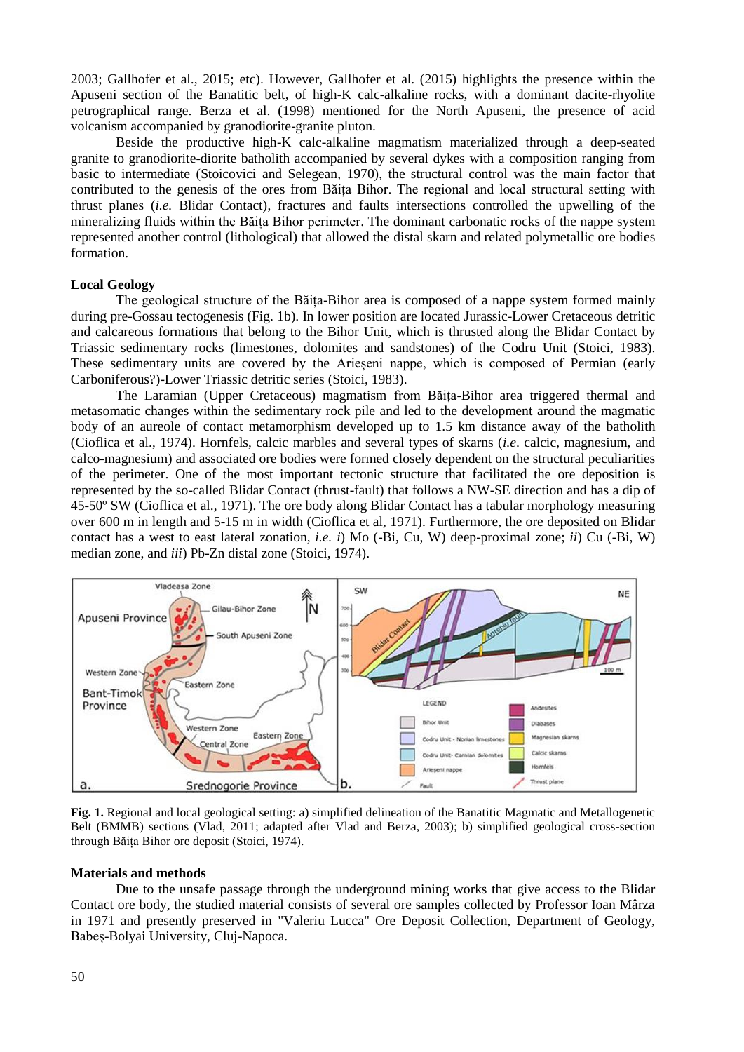2003; Gallhofer et al., 2015; etc). However, Gallhofer et al. (2015) highlights the presence within the Apuseni section of the Banatitic belt, of high-K calc-alkaline rocks, with a dominant dacite-rhyolite petrographical range. Berza et al. (1998) mentioned for the North Apuseni, the presence of acid volcanism accompanied by granodiorite-granite pluton.

Beside the productive high-K calc-alkaline magmatism materialized through a deep-seated granite to granodiorite-diorite batholith accompanied by several dykes with a composition ranging from basic to intermediate (Stoicovici and Selegean, 1970), the structural control was the main factor that contributed to the genesis of the ores from Băița Bihor. The regional and local structural setting with thrust planes (*i.e.* Blidar Contact), fractures and faults intersections controlled the upwelling of the mineralizing fluids within the Băița Bihor perimeter. The dominant carbonatic rocks of the nappe system represented another control (lithological) that allowed the distal skarn and related polymetallic ore bodies formation.

## Local Geology

The geological structure of the Băița-Bihor area is composed of a nappe system formed mainly during pre-Gossau tectogenesis (Fig. 1b). In lower position are located Jurassic-Lower Cretaceous detritic and calcareous formations that belong to the Bihor Unit, which is thrusted along the Blidar Contact by Triassic sedimentary rocks (limestones, dolomites and sandstones) of the Codru Unit (Stoici, 1983). These sedimentary units are covered by the Arieșeni nappe, which is composed of Permian (early Carboniferous?)-Lower Triassic detritic series (Stoici, 1983).

The Laramian (Upper Cretaceous) magmatism from Băița-Bihor area triggered thermal and metasomatic changes within the sedimentary rock pile and led to the development around the magmatic body of an aureole of contact metamorphism developed up to 1.5 km distance away of the batholith (Cioflica et al., 1974). Hornfels, calcic marbles and several types of skarns (*i.e*. calcic, magnesium, and calco-magnesium) and associated ore bodies were formed closely dependent on the structural peculiarities of the perimeter. One of the most important tectonic structure that facilitated the ore deposition is represented by the so-called Blidar Contact (thrust-fault) that follows a NW-SE direction and has a dip of 45-50º SW (Cioflica et al., 1971). The ore body along Blidar Contact has a tabular morphology measuring over 600 m in length and 5-15 m in width (Cioflica et al, 1971). Furthermore, the ore deposited on Blidar contact has a west to east lateral zonation, *i.e.* *i*) Mo (-Bi, Cu, W) deep-proximal zone; *ii*) Cu (-Bi, W) median zone, and *iii*) Pb-Zn distal zone (Stoici, 1974).

**Fig. 1.** Regional and local geological setting: a) simplified delineation of the Banatitic Magmatic and Metallogenetic Belt (BMMB) sections (Vlad, 2011; adapted after Vlad and Berza, 2003); b) simplified geological cross-section through Băița Bihor ore deposit (Stoici, 1974).

## Materials and methods

Due to the unsafe passage through the underground mining works that give access to the Blidar Contact ore body, the studied material consists of several ore samples collected by Professor Ioan Mârza in 1971 and presently preserved in "Valeriu Lucca" Ore Deposit Collection, Department of Geology, Babeș-Bolyai University, Cluj-Napoca.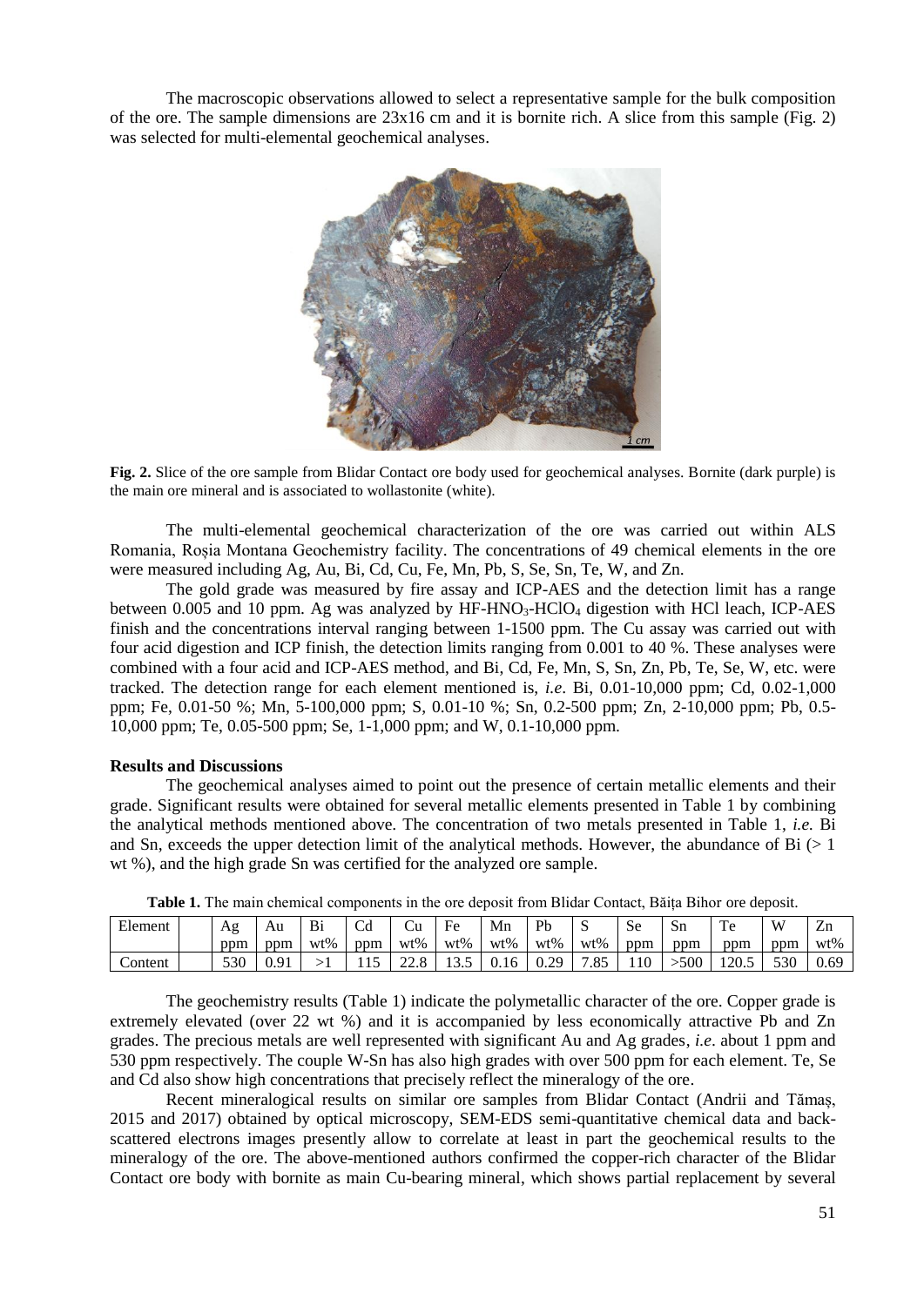The macroscopic observations allowed to select a representative sample for the bulk composition of the ore. The sample dimensions are 23x16 cm and it is bornite rich. A slice from this sample (Fig. 2) was selected for multi-elemental geochemical analyses.

**Fig. 2.** Slice of the ore sample from Blidar Contact ore body used for geochemical analyses. Bornite (dark purple) is the main ore mineral and is associated to wollastonite (white).

The multi-elemental geochemical characterization of the ore was carried out within ALS Romania, Roșia Montana Geochemistry facility. The concentrations of 49 chemical elements in the ore were measured including Ag, Au, Bi, Cd, Cu, Fe, Mn, Pb, S, Se, Sn, Te, W, and Zn.

The gold grade was measured by fire assay and ICP-AES and the detection limit has a range between 0.005 and 10 ppm. Ag was analyzed by $HF$-$HNO_3$-$HClO_4$ digestion with HCl leach, ICP-AES finish and the concentrations interval ranging between 1-1500 ppm. The Cu assay was carried out with four acid digestion and ICP finish, the detection limits ranging from 0.001 to 40 %. These analyses were combined with a four acid and ICP-AES method, and Bi, Cd, Fe, Mn, S, Sn, Zn, Pb, Te, Se, W, etc. were tracked. The detection range for each element mentioned is, *i.e.* Bi, 0.01-10,000 ppm; Cd, 0.02-1,000 ppm; Fe, 0.01-50 %; Mn, 5-100,000 ppm; S, 0.01-10 %; Sn, 0.2-500 ppm; Zn, 2-10,000 ppm; Pb, 0.5-10,000 ppm; Te, 0.05-500 ppm; Se, 1-1,000 ppm; and W, 0.1-10,000 ppm.

**Results and Discussions**

The geochemical analyses aimed to point out the presence of certain metallic elements and their grade. Significant results were obtained for several metallic elements presented in Table 1 by combining the analytical methods mentioned above. The concentration of two metals presented in Table 1, *i.e.* Bi and Sn, exceeds the upper detection limit of the analytical methods. However, the abundance of Bi (> 1 wt %), and the high grade Sn was certified for the analyzed ore sample.

**Table 1.** The main chemical components in the ore deposit from Blidar Contact, Băița Bihor ore deposit.

| Element | Ag ppm | Au ppm | Bi wt% | Cd ppm | Cu wt% | Fe wt% | Mn wt% | Pb wt% | S wt% | Se ppm | Sn ppm | Te ppm | W ppm | Zn wt% |
|---|---|---|---|---|---|---|---|---|---|---|---|---|---|---|
| Content | 530 | 0.91 | >1 | 115 | 22.8 | 13.5 | 0.16 | 0.29 | 7.85 | 110 | >500 | 120.5 | 530 | 0.69 |

The geochemistry results (Table 1) indicate the polymetallic character of the ore. Copper grade is extremely elevated (over 22 wt %) and it is accompanied by less economically attractive Pb and Zn grades. The precious metals are well represented with significant Au and Ag grades, *i.e*. about 1 ppm and 530 ppm respectively. The couple W-Sn has also high grades with over 500 ppm for each element. Te, Se and Cd also show high concentrations that precisely reflect the mineralogy of the ore.

Recent mineralogical results on similar ore samples from Blidar Contact (Andrii and Tămaș, 2015 and 2017) obtained by optical microscopy, SEM-EDS semi-quantitative chemical data and back-scattered electrons images presently allow to correlate at least in part the geochemical results to the mineralogy of the ore. The above-mentioned authors confirmed the copper-rich character of the Blidar Contact ore body with bornite as main Cu-bearing mineral, which shows partial replacement by several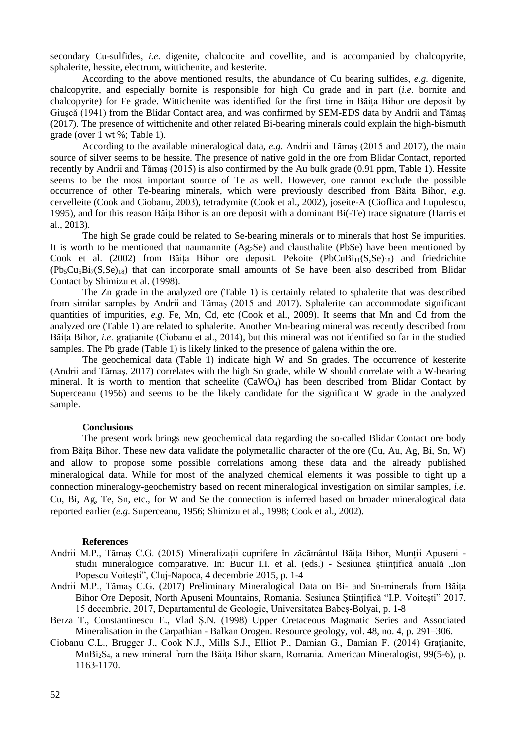secondary Cu-sulfides, *i.e.* digenite, chalcocite and covellite, and is accompanied by chalcopyrite, sphalerite, hessite, electrum, wittichenite, and kesterite.

According to the above mentioned results, the abundance of Cu bearing sulfides, *e.g.* digenite, chalcopyrite, and especially bornite is responsible for high Cu grade and in part (*i.e.* bornite and chalcopyrite) for Fe grade. Wittichenite was identified for the first time in Băița Bihor ore deposit by Giușcă (1941) from the Blidar Contact area, and was confirmed by SEM-EDS data by Andrii and Tămaș (2017). The presence of wittichenite and other related Bi-bearing minerals could explain the high-bismuth grade (over 1 wt %; Table 1).

According to the available mineralogical data, *e.g.* Andrii and Tămaș (2015 and 2017), the main source of silver seems to be hessite. The presence of native gold in the ore from Blidar Contact, reported recently by Andrii and Tămaș (2015) is also confirmed by the Au bulk grade (0.91 ppm, Table 1). Hessite seems to be the most important source of Te as well. However, one cannot exclude the possible occurrence of other Te-bearing minerals, which were previously described from Băita Bihor, *e.g.* cervelleite (Cook and Ciobanu, 2003), tetradymite (Cook et al., 2002), joseite-A (Cioflica and Lupulescu, 1995), and for this reason Băița Bihor is an ore deposit with a dominant Bi(-Te) trace signature (Harris et al., 2013).

The high Se grade could be related to Se-bearing minerals or to minerals that host Se impurities. It is worth to be mentioned that naumannite ($Ag_2Se$) and clausthalite (PbSe) have been mentioned by Cook et al. (2002) from Băița Bihor ore deposit. Pekoite ($PbCuBi_{11}(S,Se)_{18}$) and friedrichite ($Pb_5Cu_5Bi_7(S,Se)_{18}$) that can incorporate small amounts of Se have been also described from Blidar Contact by Shimizu et al. (1998).

The Zn grade in the analyzed ore (Table 1) is certainly related to sphalerite that was described from similar samples by Andrii and Tămaș (2015 and 2017). Sphalerite can accommodate significant quantities of impurities, *e.g.* Fe, Mn, Cd, etc (Cook et al., 2009). It seems that Mn and Cd from the analyzed ore (Table 1) are related to sphalerite. Another Mn-bearing mineral was recently described from Băița Bihor, *i.e.* grațianite (Ciobanu et al., 2014), but this mineral was not identified so far in the studied samples. The Pb grade (Table 1) is likely linked to the presence of galena within the ore.

The geochemical data (Table 1) indicate high W and Sn grades. The occurrence of kesterite (Andrii and Tămaș, 2017) correlates with the high Sn grade, while W should correlate with a W-bearing mineral. It is worth to mention that scheelite ($CaWO_4$) has been described from Blidar Contact by Superceanu (1956) and seems to be the likely candidate for the significant W grade in the analyzed sample.

**Conclusions**

The present work brings new geochemical data regarding the so-called Blidar Contact ore body from Băița Bihor. These new data validate the polymetallic character of the ore (Cu, Au, Ag, Bi, Sn, W) and allow to propose some possible correlations among these data and the already published mineralogical data. While for most of the analyzed chemical elements it was possible to tight up a connection mineralogy-geochemistry based on recent mineralogical investigation on similar samples, *i.e.* Cu, Bi, Ag, Te, Sn, etc., for W and Se the connection is inferred based on broader mineralogical data reported earlier (*e.g.* Superceanu, 1956; Shimizu et al., 1998; Cook et al., 2002).

**References**

Andrii M.P., Tămaș C.G. (2015) Mineralizații cuprifere în zăcământul Băița Bihor, Munții Apuseni - studii mineralogice comparative. In: Bucur I.I. et al. (eds.) - Sesiunea științifică anuală „Ion Popescu Voitești", Cluj-Napoca, 4 decembrie 2015, p. 1-4

Andrii M.P., Tămaș C.G. (2017) Preliminary Mineralogical Data on Bi- and Sn-minerals from Băița Bihor Ore Deposit, North Apuseni Mountains, Romania. Sesiunea Științifică "I.P. Voitești" 2017, 15 decembrie, 2017, Departamentul de Geologie, Universitatea Babeș-Bolyai, p. 1-8

Berza T., Constantinescu E., Vlad Ș.N. (1998) Upper Cretaceous Magmatic Series and Associated Mineralisation in the Carpathian - Balkan Orogen. Resource geology, vol. 48, no. 4, p. 291–306.

Ciobanu C.L., Brugger J., Cook N.J., Mills S.J., Elliot P., Damian G., Damian F. (2014) Grațianite, $MnBi_2S_4$, a new mineral from the Băița Bihor skarn, Romania. American Mineralogist, 99(5-6), p. 1163-1170.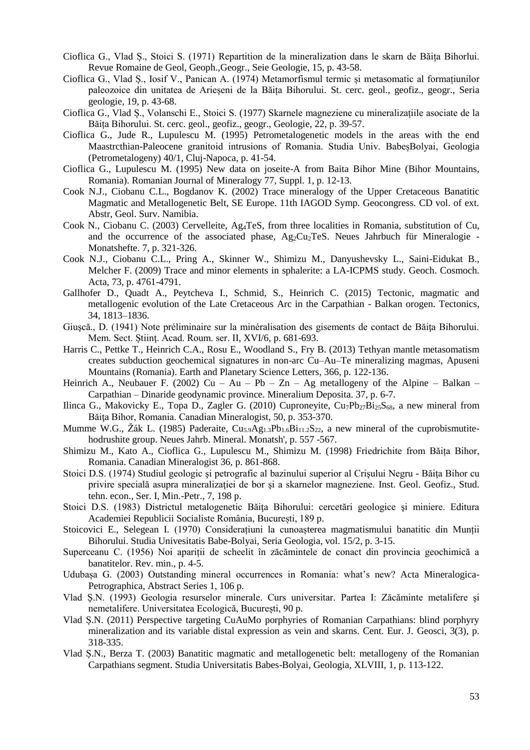Cioflica G., Vlad Ș., Stoici S. (1971) Repartition de la mineralization dans le skarn de Băița Bihorlui. Revue Romaine de Geol, Geoph.,Geogr., Seie Geologie, 15, p. 43-58.

Cioflica G., Vlad Ș., Iosif V., Panican A. (1974) Metamorfismul termic și metasomatic al formațiunilor paleozoice din unitatea de Arieșeni de la Băița Bihorului. St. cerc. geol., geofiz., geogr., Seria geologie, 19, p. 43-68.

Cioflica G., Vlad Ș., Volanschi E., Stoici S. (1977) Skarnele magneziene cu mineralizațiile asociate de la Băița Bihorului. St. cerc. geol., geofiz., geogr., Geologie, 22, p. 39-57.

Cioflica G., Jude R., Lupulescu M. (1995) Petrometalogenetic models in the areas with the end Maastrcthian-Paleocene granitoid intrusions of Romania. Studia Univ. BabeșBolyai, Geologia (Petrometalogeny) 40/1, Cluj-Napoca, p. 41-54.

Cioflica G., Lupulescu M. (1995) New data on joseite-A from Baita Bihor Mine (Bihor Mountains, Romania). Romanian Journal of Mineralogy 77, Suppl. 1, p. 12-13.

Cook N.J., Ciobanu C.L., Bogdanov K. (2002) Trace mineralogy of the Upper Cretaceous Banatitic Magmatic and Metallogenetic Belt, SE Europe. 11th IAGOD Symp. Geocongress. CD vol. of ext. Abstr, Geol. Surv. Namibia.

Cook N., Ciobanu C. (2003) Cervelleite, $Ag_4TeS$, from three localities in Romania, substitution of Cu, and the occurrence of the associated phase, $Ag_2Cu_2TeS$. Neues Jahrbuch für Mineralogie - Monatshefte. 7, p. 321-326.

Cook N.J., Ciobanu C.L., Pring A., Skinner W., Shimizu M., Danyushevsky L., Saini-Eidukat B., Melcher F. (2009) Trace and minor elements in sphalerite: a LA-ICPMS study. Geoch. Cosmoch. Acta, 73, p. 4761-4791.

Gallhofer D., Quadt A., Peytcheva I., Schmid, S., Heinrich C. (2015) Tectonic, magmatic and metallogenic evolution of the Late Cretaceous Arc in the Carpathian - Balkan orogen. Tectonics, 34, 1813–1836.

Giușcă., D. (1941) Note préliminaire sur la minéralisation des gisements de contact de Băița Bihorului. Mem. Sect. Științ. Acad. Roum. ser. II, XVI/6, p. 681-693.

Harris C., Pettke T., Heinrich C.A., Rosu E., Woodland S., Fry B. (2013) Tethyan mantle metasomatism creates subduction geochemical signatures in non-arc Cu–Au–Te mineralizing magmas, Apuseni Mountains (Romania). Earth and Planetary Science Letters, 366, p. 122-136.

Heinrich A., Neubauer F. (2002) Cu – Au – Pb – Zn – Ag metallogeny of the Alpine – Balkan – Carpathian – Dinaride geodynamic province. Mineralium Deposita. 37, p. 6-7.

Ilinca G., Makovicky E., Topa D., Zagler G. (2010) Cuproneyite, $Cu_7Pb_{27}Bi_{25}S_{68}$, a new mineral from Băița Bihor, Romania. Canadian Mineralogist, 50, p. 353-370.

Mumme W.G., Žák L. (1985) Paderaite, $Cu_{5.9}Ag_{1.3}Pb_{1.6}Bi_{11.2}S_{22}$, a new mineral of the cuprobismutite-hodrushite group. Neues Jahrb. Mineral. Monatsh', p. 557 -567.

Shimizu M., Kato A., Cioflica G., Lupulescu M., Shimizu M. (1998) Friedrichite from Băița Bihor, Romania. Canadian Mineralogist 36, p. 861-868.

Stoici D.S. (1974) Studiul geologic şi petrografic al bazinului superior al Crişului Negru - Băița Bihor cu privire specială asupra mineralizației de bor şi a skarnelor magneziene. Inst. Geol. Geofiz., Stud. tehn. econ., Ser. I, Min.-Petr., 7, 198 p.

Stoici D.S. (1983) Districtul metalogenetic Băița Bihorului: cercetări geologice şi miniere. Editura Academiei Republicii Socialiste România, București, 189 p.

Stoicovici E., Selegean I. (1970) Considerațiuni la cunoașterea magmatismului banatitic din Munții Bihorului. Studia Univesitatis Babe-Bolyai, Seria Geologia, vol. 15/2, p. 3-15.

Superceanu C. (1956) Noi apariții de scheelit în zăcămintele de conact din provincia geochimică a banatitelor. Rev. min., p. 4-5.

Udubașa G. (2003) Outstanding mineral occurrences in Romania: what's new? Acta Mineralogica-Petrographica, Abstract Series 1, 106 p.

Vlad Ș.N. (1993) Geologia resurselor minerale. Curs universitar. Partea I: Zăcăminte metalifere şi nemetalifere. Universitatea Ecologică, București, 90 p.

Vlad Ș.N. (2011) Perspective targeting CuAuMo porphyries of Romanian Carpathians: blind porphyry mineralization and its variable distal expression as vein and skarns. Cent. Eur. J. Geosci, 3(3), p. 318-335.

Vlad Ș.N., Berza T. (2003) Banatitic magmatic and metallogenetic belt: metallogeny of the Romanian Carpathians segment. Studia Universitatis Babes-Bolyai, Geologia, XLVIII, 1, p. 113-122.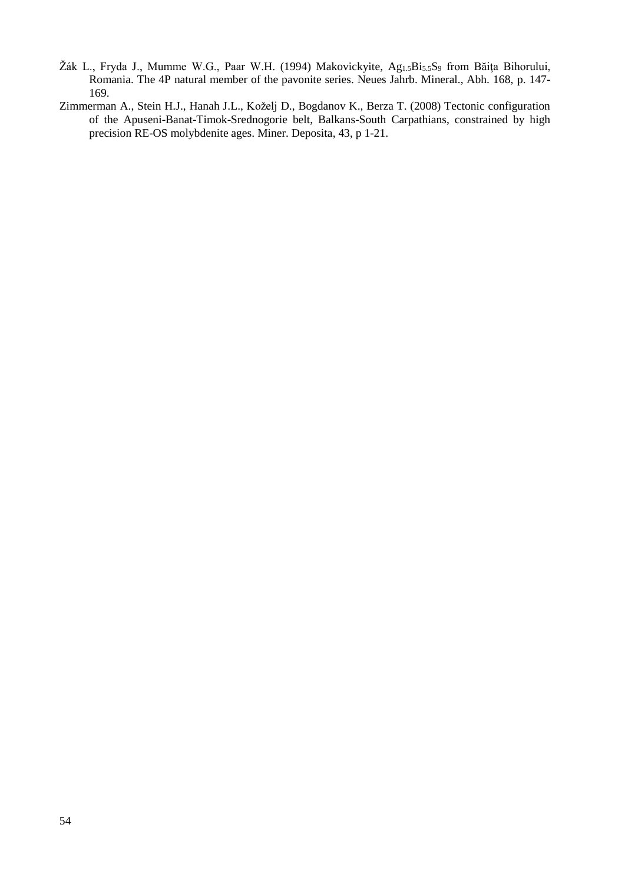Žák L., Fryda J., Mumme W.G., Paar W.H. (1994) Makovickyite, $Ag_{1.5}Bi_{5.5}S_9$ from Băiţa Bihorului, Romania. The 4P natural member of the pavonite series. Neues Jahrb. Mineral., Abh. 168, p. 147-169.

Zimmerman A., Stein H.J., Hanah J.L., Koželj D., Bogdanov K., Berza T. (2008) Tectonic configuration of the Apuseni-Banat-Timok-Srednogorie belt, Balkans-South Carpathians, constrained by high precision RE-OS molybdenite ages. Miner. Deposita, 43, p 1-21.